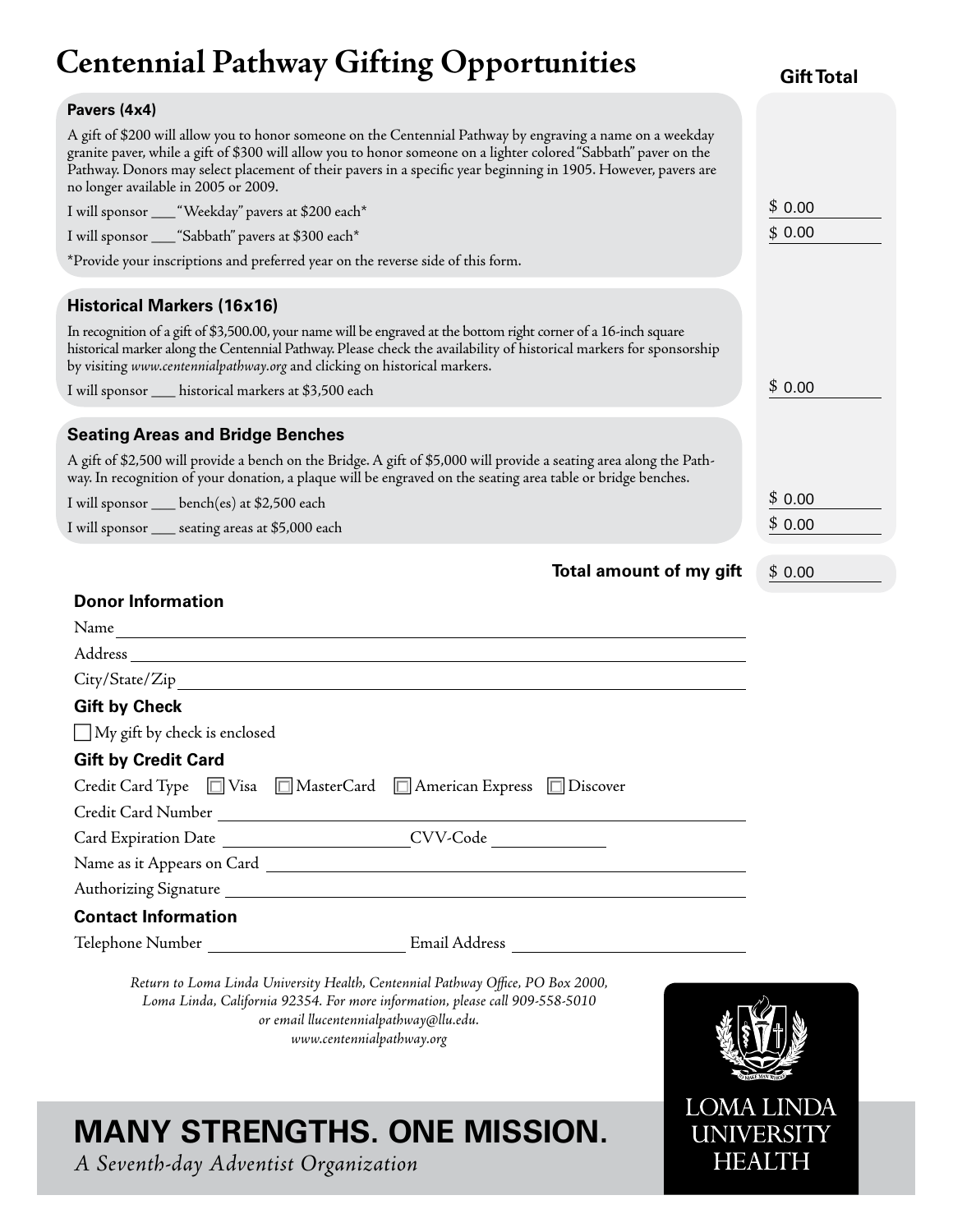# Centennial Pathway Gifting Opportunities

**Gift Total**

### Pavers (4x4)

A gift of $200 will allow you to honor someone on the Centennial Pathway by engraving a name on a weekday granite paver, while a gift of $300 will allow you to honor someone on a lighter colored "Sabbath" paver on the Pathway. Donors may select placement of their pavers in a specific year beginning in 1905. However, pavers are no longer available in 2005 or 2009.

I will sponsor ___ "Weekday" pavers at $200 each* — $ 0.00

I will sponsor ___ "Sabbath" pavers at $300 each* — $ 0.00

*Provide your inscriptions and preferred year on the reverse side of this form.

### Historical Markers (16x16)

In recognition of a gift of $3,500.00, your name will be engraved at the bottom right corner of a 16-inch square historical marker along the Centennial Pathway. Please check the availability of historical markers for sponsorship by visiting *www.centennialpathway.org* and clicking on historical markers.

I will sponsor ___ historical markers at $3,500 each — $ 0.00

### Seating Areas and Bridge Benches

A gift of $2,500 will provide a bench on the Bridge. A gift of $5,000 will provide a seating area along the Pathway. In recognition of your donation, a plaque will be engraved on the seating area table or bridge benches.

I will sponsor ___ bench(es) at $2,500 each — $ 0.00

I will sponsor ___ seating areas at $5,000 each — $ 0.00

**Total amount of my gift** — $ 0.00

### Donor Information

Name ______________________

Address ______________________

City/State/Zip ______________________

### Gift by Check

☐ My gift by check is enclosed

### Gift by Credit Card

Credit Card Type ☐ Visa ☐ MasterCard ☐ American Express ☐ Discover

Credit Card Number ______________________

Card Expiration Date ____________ CVV-Code ________

Name as it Appears on Card ______________________

Authorizing Signature ______________________

### Contact Information

Telephone Number ____________ Email Address ____________

*Return to Loma Linda University Health, Centennial Pathway Office, PO Box 2000, Loma Linda, California 92354. For more information, please call 909-558-5010 or email llucentennialpathway@llu.edu.*
*www.centennialpathway.org*

**MANY STRENGTHS. ONE MISSION.**

*A Seventh-day Adventist Organization*

LOMA LINDA UNIVERSITY HEALTH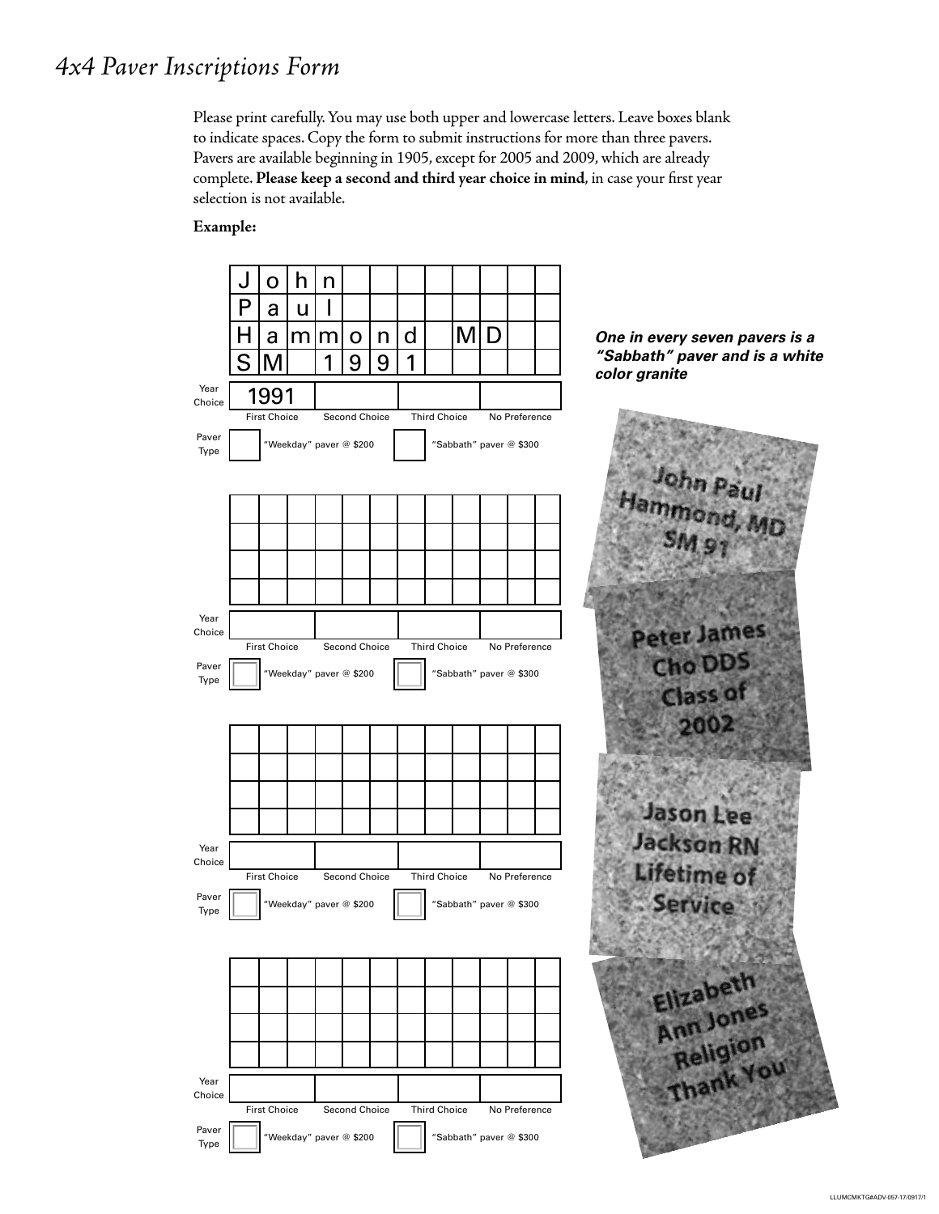# *4x4 Paver Inscriptions Form*

Please print carefully. You may use both upper and lowercase letters. Leave boxes blank to indicate spaces. Copy the form to submit instructions for more than three pavers. Pavers are available beginning in 1905, except for 2005 and 2009, which are already complete. **Please keep a second and third year choice in mind**, in case your first year selection is not available.

**Example:**

| | | | | | | | | | | | |
|---|---|---|---|---|---|---|---|---|---|---|---|
| J | o | h | n | | | | | | | | |
| P | a | u | l | | | | | | | | |
| H | a | m | m | o | n | d | | M | D | | |
| S | M | | 1 | 9 | 9 | 1 | | | | | |

| Year Choice | 1991 | | | |
|---|---|---|---|---|
| | First Choice | Second Choice | Third Choice | No Preference |

Paver Type: ☐ "Weekday" paver @ $200 ☐ "Sabbath" paver @ $300

***One in every seven pavers is a "Sabbath" paver and is a white color granite***

| | | | | | | | | | | | |
|---|---|---|---|---|---|---|---|---|---|---|---|
| | | | | | | | | | | | |
| | | | | | | | | | | | |
| | | | | | | | | | | | |
| | | | | | | | | | | | |

| Year Choice | | | | |
|---|---|---|---|---|
| | First Choice | Second Choice | Third Choice | No Preference |

Paver Type: ☐ "Weekday" paver @ $200 ☐ "Sabbath" paver @ $300

| | | | | | | | | | | | |
|---|---|---|---|---|---|---|---|---|---|---|---|
| | | | | | | | | | | | |
| | | | | | | | | | | | |
| | | | | | | | | | | | |
| | | | | | | | | | | | |

| Year Choice | | | | |
|---|---|---|---|---|
| | First Choice | Second Choice | Third Choice | No Preference |

Paver Type: ☐ "Weekday" paver @ $200 ☐ "Sabbath" paver @ $300

| | | | | | | | | | | | |
|---|---|---|---|---|---|---|---|---|---|---|---|
| | | | | | | | | | | | |
| | | | | | | | | | | | |
| | | | | | | | | | | | |
| | | | | | | | | | | | |

| Year Choice | | | | |
|---|---|---|---|---|
| | First Choice | Second Choice | Third Choice | No Preference |

Paver Type: ☐ "Weekday" paver @ $200 ☐ "Sabbath" paver @ $300

John Paul Hammond, MD SM 91

Peter James Cho DDS Class of 2002

Jason Lee Jackson RN Lifetime of Service

Elizabeth Ann Jones Religion Thank You

LLUMCMKTG#ADV-057-17/0917/1